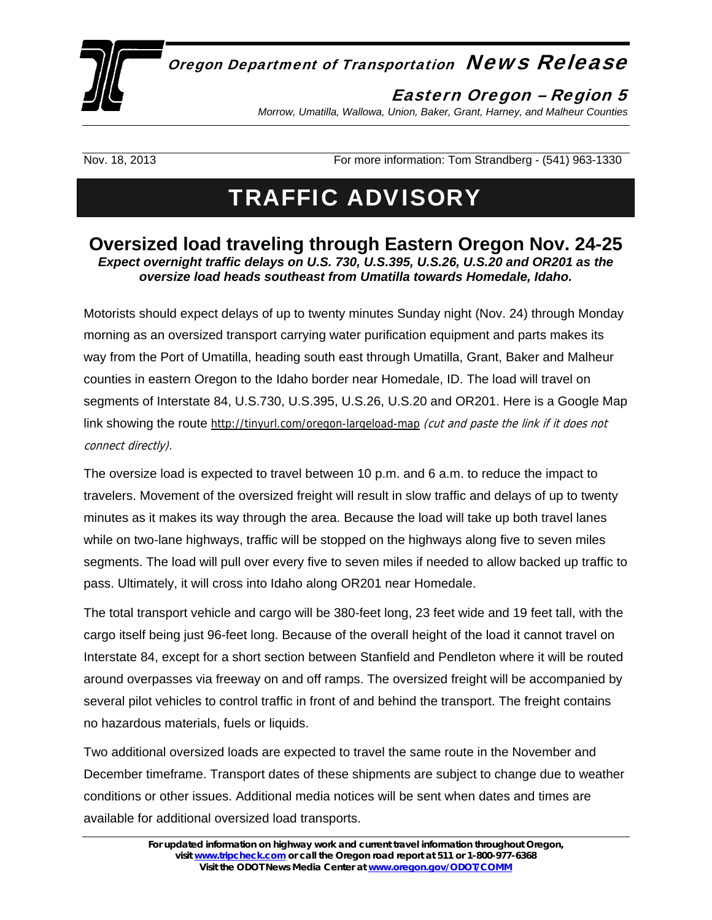Oregon Department of Transportation **News Release**

**Eastern Oregon – Region 5**

*Morrow, Umatilla, Wallowa, Union, Baker, Grant, Harney, and Malheur Counties*

Nov. 18, 2013 For more information: Tom Strandberg - (541) 963-1330

# TRAFFIC ADVISORY

## Oversized load traveling through Eastern Oregon Nov. 24-25

***Expect overnight traffic delays on U.S. 730, U.S.395, U.S.26, U.S.20 and OR201 as the oversize load heads southeast from Umatilla towards Homedale, Idaho.***

Motorists should expect delays of up to twenty minutes Sunday night (Nov. 24) through Monday morning as an oversized transport carrying water purification equipment and parts makes its way from the Port of Umatilla, heading south east through Umatilla, Grant, Baker and Malheur counties in eastern Oregon to the Idaho border near Homedale, ID. The load will travel on segments of Interstate 84, U.S.730, U.S.395, U.S.26, U.S.20 and OR201. Here is a Google Map link showing the route http://tinyurl.com/oregon-largeload-map *(cut and paste the link if it does not connect directly).*

The oversize load is expected to travel between 10 p.m. and 6 a.m. to reduce the impact to travelers. Movement of the oversized freight will result in slow traffic and delays of up to twenty minutes as it makes its way through the area. Because the load will take up both travel lanes while on two-lane highways, traffic will be stopped on the highways along five to seven miles segments. The load will pull over every five to seven miles if needed to allow backed up traffic to pass. Ultimately, it will cross into Idaho along OR201 near Homedale.

The total transport vehicle and cargo will be 380-feet long, 23 feet wide and 19 feet tall, with the cargo itself being just 96-feet long. Because of the overall height of the load it cannot travel on Interstate 84, except for a short section between Stanfield and Pendleton where it will be routed around overpasses via freeway on and off ramps. The oversized freight will be accompanied by several pilot vehicles to control traffic in front of and behind the transport. The freight contains no hazardous materials, fuels or liquids.

Two additional oversized loads are expected to travel the same route in the November and December timeframe. Transport dates of these shipments are subject to change due to weather conditions or other issues. Additional media notices will be sent when dates and times are available for additional oversized load transports.

**For updated information on highway work and current travel information throughout Oregon, visit www.tripcheck.com or call the Oregon road report at 511 or 1-800-977-6368**
**Visit the ODOT News Media Center at www.oregon.gov/ODOT/COMM**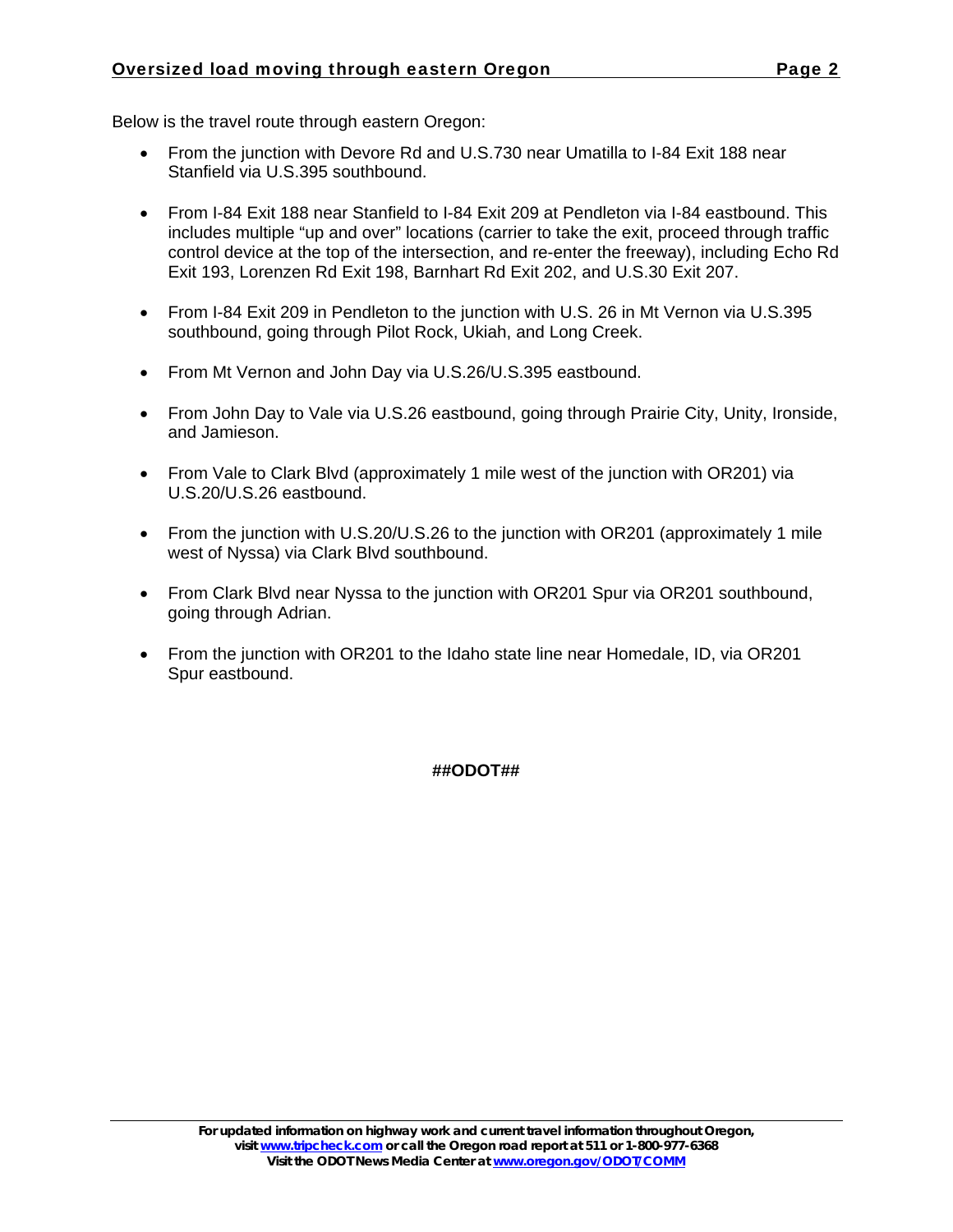Below is the travel route through eastern Oregon:

- From the junction with Devore Rd and U.S.730 near Umatilla to I-84 Exit 188 near Stanfield via U.S.395 southbound.
- From I-84 Exit 188 near Stanfield to I-84 Exit 209 at Pendleton via I-84 eastbound. This includes multiple "up and over" locations (carrier to take the exit, proceed through traffic control device at the top of the intersection, and re-enter the freeway), including Echo Rd Exit 193, Lorenzen Rd Exit 198, Barnhart Rd Exit 202, and U.S.30 Exit 207.
- From I-84 Exit 209 in Pendleton to the junction with U.S. 26 in Mt Vernon via U.S.395 southbound, going through Pilot Rock, Ukiah, and Long Creek.
- From Mt Vernon and John Day via U.S.26/U.S.395 eastbound.
- From John Day to Vale via U.S.26 eastbound, going through Prairie City, Unity, Ironside, and Jamieson.
- From Vale to Clark Blvd (approximately 1 mile west of the junction with OR201) via U.S.20/U.S.26 eastbound.
- From the junction with U.S.20/U.S.26 to the junction with OR201 (approximately 1 mile west of Nyssa) via Clark Blvd southbound.
- From Clark Blvd near Nyssa to the junction with OR201 Spur via OR201 southbound, going through Adrian.
- From the junction with OR201 to the Idaho state line near Homedale, ID, via OR201 Spur eastbound.

**##ODOT##**

**For updated information on highway work and current travel information throughout Oregon, visit www.tripcheck.com or call the Oregon road report at 511 or 1-800-977-6368**
**Visit the ODOT News Media Center at www.oregon.gov/ODOT/COMM**